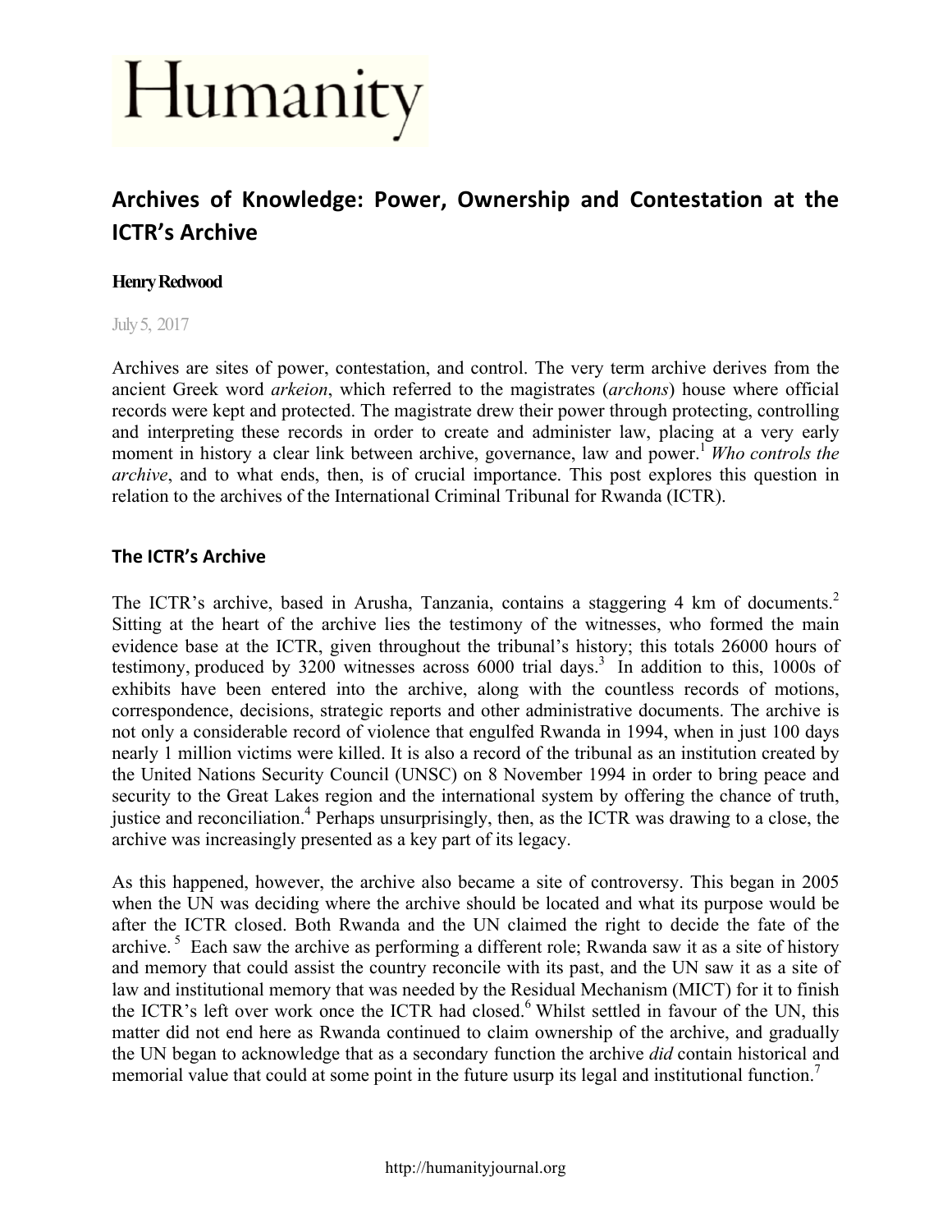# Humanity

## Archives of Knowledge: Power, Ownership and Contestation at the ICTR's Archive

**Henry Redwood**

July 5, 2017

Archives are sites of power, contestation, and control. The very term archive derives from the ancient Greek word *arkeion*, which referred to the magistrates (*archons*) house where official records were kept and protected. The magistrate drew their power through protecting, controlling and interpreting these records in order to create and administer law, placing at a very early moment in history a clear link between archive, governance, law and power.[1] *Who controls the archive*, and to what ends, then, is of crucial importance. This post explores this question in relation to the archives of the International Criminal Tribunal for Rwanda (ICTR).

### The ICTR's Archive

The ICTR's archive, based in Arusha, Tanzania, contains a staggering 4 km of documents.[2] Sitting at the heart of the archive lies the testimony of the witnesses, who formed the main evidence base at the ICTR, given throughout the tribunal's history; this totals 26000 hours of testimony, produced by 3200 witnesses across 6000 trial days.[3] In addition to this, 1000s of exhibits have been entered into the archive, along with the countless records of motions, correspondence, decisions, strategic reports and other administrative documents. The archive is not only a considerable record of violence that engulfed Rwanda in 1994, when in just 100 days nearly 1 million victims were killed. It is also a record of the tribunal as an institution created by the United Nations Security Council (UNSC) on 8 November 1994 in order to bring peace and security to the Great Lakes region and the international system by offering the chance of truth, justice and reconciliation.[4] Perhaps unsurprisingly, then, as the ICTR was drawing to a close, the archive was increasingly presented as a key part of its legacy.

As this happened, however, the archive also became a site of controversy. This began in 2005 when the UN was deciding where the archive should be located and what its purpose would be after the ICTR closed. Both Rwanda and the UN claimed the right to decide the fate of the archive.[5] Each saw the archive as performing a different role; Rwanda saw it as a site of history and memory that could assist the country reconcile with its past, and the UN saw it as a site of law and institutional memory that was needed by the Residual Mechanism (MICT) for it to finish the ICTR's left over work once the ICTR had closed.[6] Whilst settled in favour of the UN, this matter did not end here as Rwanda continued to claim ownership of the archive, and gradually the UN began to acknowledge that as a secondary function the archive *did* contain historical and memorial value that could at some point in the future usurp its legal and institutional function.[7]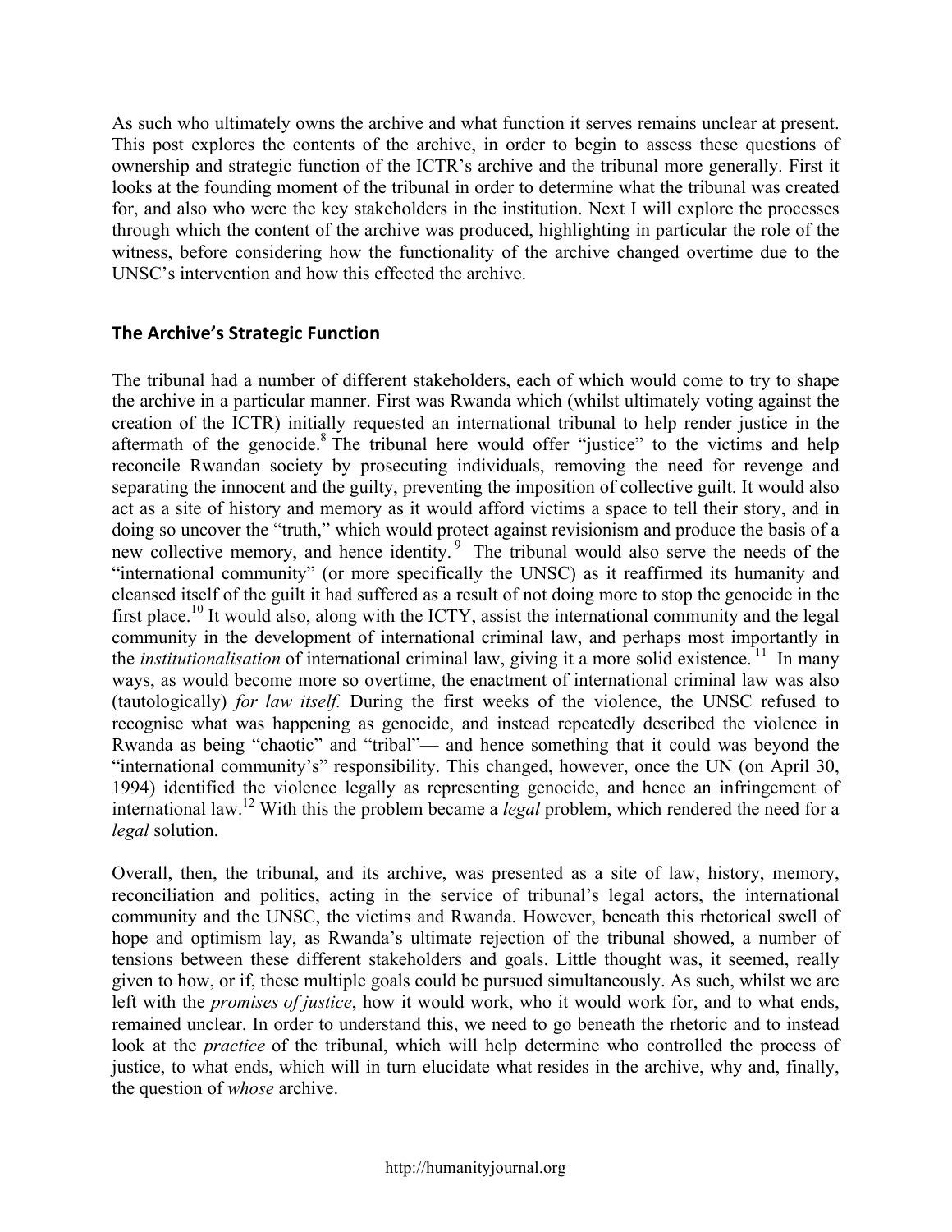As such who ultimately owns the archive and what function it serves remains unclear at present. This post explores the contents of the archive, in order to begin to assess these questions of ownership and strategic function of the ICTR's archive and the tribunal more generally. First it looks at the founding moment of the tribunal in order to determine what the tribunal was created for, and also who were the key stakeholders in the institution. Next I will explore the processes through which the content of the archive was produced, highlighting in particular the role of the witness, before considering how the functionality of the archive changed overtime due to the UNSC's intervention and how this effected the archive.

## The Archive's Strategic Function

The tribunal had a number of different stakeholders, each of which would come to try to shape the archive in a particular manner. First was Rwanda which (whilst ultimately voting against the creation of the ICTR) initially requested an international tribunal to help render justice in the aftermath of the genocide.[8] The tribunal here would offer "justice" to the victims and help reconcile Rwandan society by prosecuting individuals, removing the need for revenge and separating the innocent and the guilty, preventing the imposition of collective guilt. It would also act as a site of history and memory as it would afford victims a space to tell their story, and in doing so uncover the "truth," which would protect against revisionism and produce the basis of a new collective memory, and hence identity.[9] The tribunal would also serve the needs of the "international community" (or more specifically the UNSC) as it reaffirmed its humanity and cleansed itself of the guilt it had suffered as a result of not doing more to stop the genocide in the first place.[10] It would also, along with the ICTY, assist the international community and the legal community in the development of international criminal law, and perhaps most importantly in the *institutionalisation* of international criminal law, giving it a more solid existence.[11] In many ways, as would become more so overtime, the enactment of international criminal law was also (tautologically) *for law itself.* During the first weeks of the violence, the UNSC refused to recognise what was happening as genocide, and instead repeatedly described the violence in Rwanda as being "chaotic" and "tribal"— and hence something that it could was beyond the "international community's" responsibility. This changed, however, once the UN (on April 30, 1994) identified the violence legally as representing genocide, and hence an infringement of international law.[12] With this the problem became a *legal* problem, which rendered the need for a *legal* solution.

Overall, then, the tribunal, and its archive, was presented as a site of law, history, memory, reconciliation and politics, acting in the service of tribunal's legal actors, the international community and the UNSC, the victims and Rwanda. However, beneath this rhetorical swell of hope and optimism lay, as Rwanda's ultimate rejection of the tribunal showed, a number of tensions between these different stakeholders and goals. Little thought was, it seemed, really given to how, or if, these multiple goals could be pursued simultaneously. As such, whilst we are left with the *promises of justice*, how it would work, who it would work for, and to what ends, remained unclear. In order to understand this, we need to go beneath the rhetoric and to instead look at the *practice* of the tribunal, which will help determine who controlled the process of justice, to what ends, which will in turn elucidate what resides in the archive, why and, finally, the question of *whose* archive.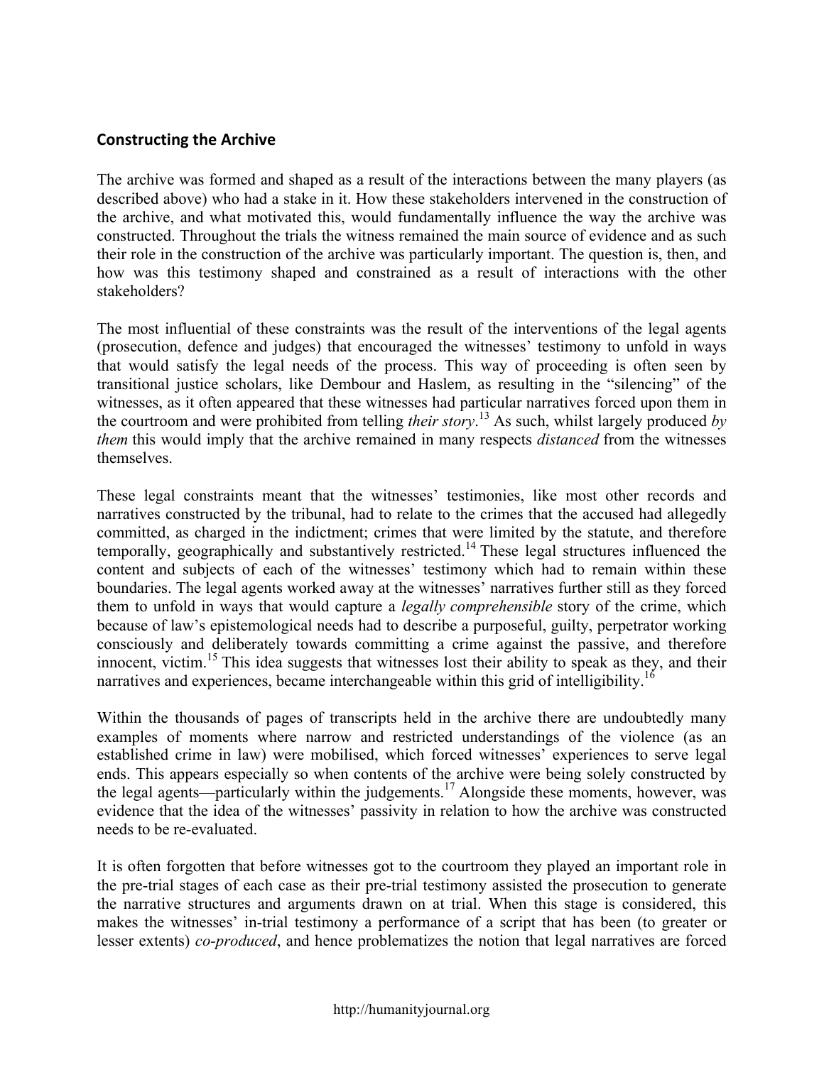## Constructing the Archive

The archive was formed and shaped as a result of the interactions between the many players (as described above) who had a stake in it. How these stakeholders intervened in the construction of the archive, and what motivated this, would fundamentally influence the way the archive was constructed. Throughout the trials the witness remained the main source of evidence and as such their role in the construction of the archive was particularly important. The question is, then, and how was this testimony shaped and constrained as a result of interactions with the other stakeholders?

The most influential of these constraints was the result of the interventions of the legal agents (prosecution, defence and judges) that encouraged the witnesses' testimony to unfold in ways that would satisfy the legal needs of the process. This way of proceeding is often seen by transitional justice scholars, like Dembour and Haslem, as resulting in the "silencing" of the witnesses, as it often appeared that these witnesses had particular narratives forced upon them in the courtroom and were prohibited from telling *their story*.[13] As such, whilst largely produced *by them* this would imply that the archive remained in many respects *distanced* from the witnesses themselves.

These legal constraints meant that the witnesses' testimonies, like most other records and narratives constructed by the tribunal, had to relate to the crimes that the accused had allegedly committed, as charged in the indictment; crimes that were limited by the statute, and therefore temporally, geographically and substantively restricted.[14] These legal structures influenced the content and subjects of each of the witnesses' testimony which had to remain within these boundaries. The legal agents worked away at the witnesses' narratives further still as they forced them to unfold in ways that would capture a *legally comprehensible* story of the crime, which because of law's epistemological needs had to describe a purposeful, guilty, perpetrator working consciously and deliberately towards committing a crime against the passive, and therefore innocent, victim.[15] This idea suggests that witnesses lost their ability to speak as they, and their narratives and experiences, became interchangeable within this grid of intelligibility.[16]

Within the thousands of pages of transcripts held in the archive there are undoubtedly many examples of moments where narrow and restricted understandings of the violence (as an established crime in law) were mobilised, which forced witnesses' experiences to serve legal ends. This appears especially so when contents of the archive were being solely constructed by the legal agents—particularly within the judgements.[17] Alongside these moments, however, was evidence that the idea of the witnesses' passivity in relation to how the archive was constructed needs to be re-evaluated.

It is often forgotten that before witnesses got to the courtroom they played an important role in the pre-trial stages of each case as their pre-trial testimony assisted the prosecution to generate the narrative structures and arguments drawn on at trial. When this stage is considered, this makes the witnesses' in-trial testimony a performance of a script that has been (to greater or lesser extents) *co-produced*, and hence problematizes the notion that legal narratives are forced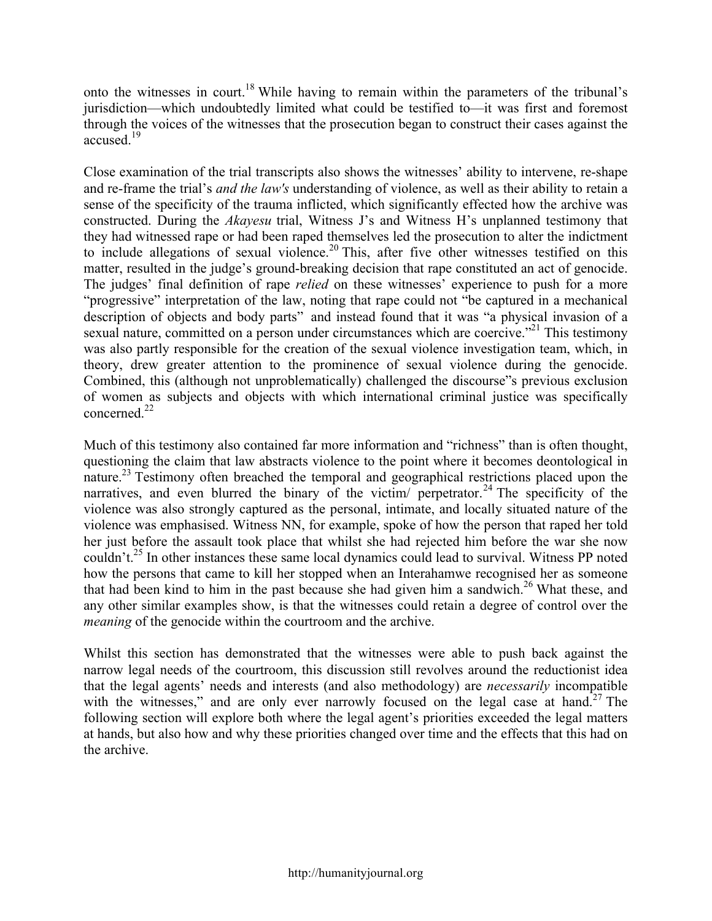onto the witnesses in court.[18] While having to remain within the parameters of the tribunal's jurisdiction—which undoubtedly limited what could be testified to—it was first and foremost through the voices of the witnesses that the prosecution began to construct their cases against the accused.[19]

Close examination of the trial transcripts also shows the witnesses' ability to intervene, re-shape and re-frame the trial's *and the law's* understanding of violence, as well as their ability to retain a sense of the specificity of the trauma inflicted, which significantly effected how the archive was constructed. During the *Akayesu* trial, Witness J's and Witness H's unplanned testimony that they had witnessed rape or had been raped themselves led the prosecution to alter the indictment to include allegations of sexual violence.[20] This, after five other witnesses testified on this matter, resulted in the judge's ground-breaking decision that rape constituted an act of genocide. The judges' final definition of rape *relied* on these witnesses' experience to push for a more "progressive" interpretation of the law, noting that rape could not "be captured in a mechanical description of objects and body parts" and instead found that it was "a physical invasion of a sexual nature, committed on a person under circumstances which are coercive."[21] This testimony was also partly responsible for the creation of the sexual violence investigation team, which, in theory, drew greater attention to the prominence of sexual violence during the genocide. Combined, this (although not unproblematically) challenged the discourse"s previous exclusion of women as subjects and objects with which international criminal justice was specifically concerned.[22]

Much of this testimony also contained far more information and "richness" than is often thought, questioning the claim that law abstracts violence to the point where it becomes deontological in nature.[23] Testimony often breached the temporal and geographical restrictions placed upon the narratives, and even blurred the binary of the victim/ perpetrator.[24] The specificity of the violence was also strongly captured as the personal, intimate, and locally situated nature of the violence was emphasised. Witness NN, for example, spoke of how the person that raped her told her just before the assault took place that whilst she had rejected him before the war she now couldn't.[25] In other instances these same local dynamics could lead to survival. Witness PP noted how the persons that came to kill her stopped when an Interahamwe recognised her as someone that had been kind to him in the past because she had given him a sandwich.[26] What these, and any other similar examples show, is that the witnesses could retain a degree of control over the *meaning* of the genocide within the courtroom and the archive.

Whilst this section has demonstrated that the witnesses were able to push back against the narrow legal needs of the courtroom, this discussion still revolves around the reductionist idea that the legal agents' needs and interests (and also methodology) are *necessarily* incompatible with the witnesses," and are only ever narrowly focused on the legal case at hand.[27] The following section will explore both where the legal agent's priorities exceeded the legal matters at hands, but also how and why these priorities changed over time and the effects that this had on the archive.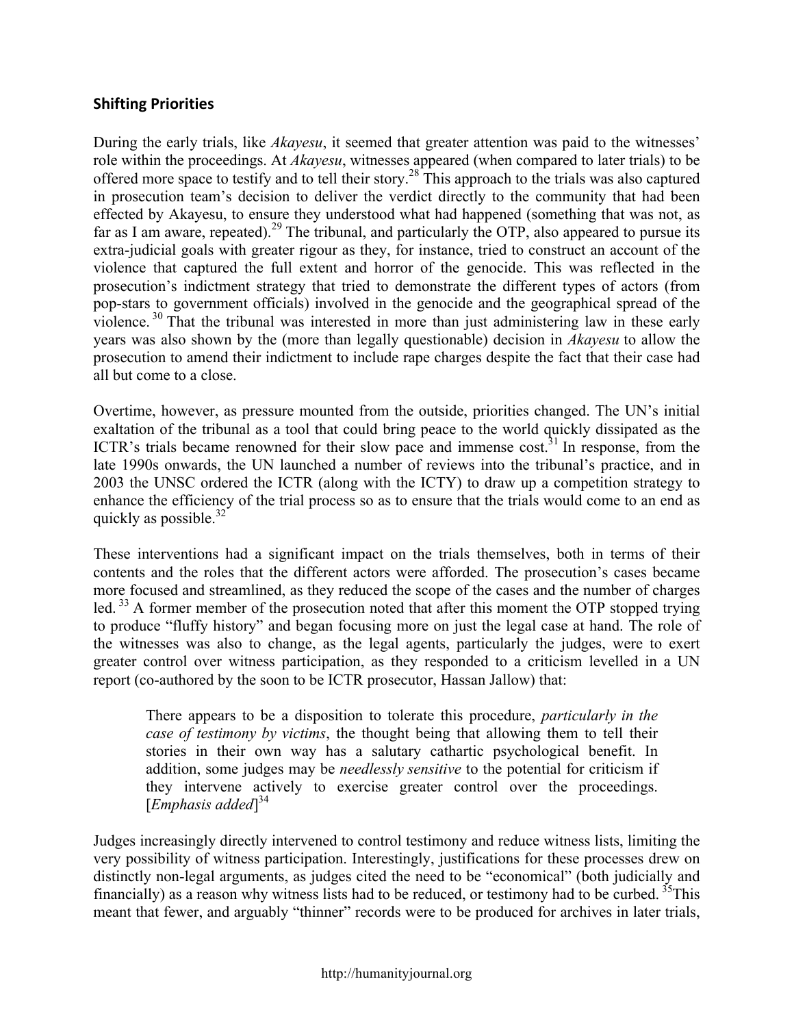## Shifting Priorities

During the early trials, like *Akayesu*, it seemed that greater attention was paid to the witnesses' role within the proceedings. At *Akayesu*, witnesses appeared (when compared to later trials) to be offered more space to testify and to tell their story.[28] This approach to the trials was also captured in prosecution team's decision to deliver the verdict directly to the community that had been effected by Akayesu, to ensure they understood what had happened (something that was not, as far as I am aware, repeated).[29] The tribunal, and particularly the OTP, also appeared to pursue its extra-judicial goals with greater rigour as they, for instance, tried to construct an account of the violence that captured the full extent and horror of the genocide. This was reflected in the prosecution's indictment strategy that tried to demonstrate the different types of actors (from pop-stars to government officials) involved in the genocide and the geographical spread of the violence.[30] That the tribunal was interested in more than just administering law in these early years was also shown by the (more than legally questionable) decision in *Akayesu* to allow the prosecution to amend their indictment to include rape charges despite the fact that their case had all but come to a close.

Overtime, however, as pressure mounted from the outside, priorities changed. The UN's initial exaltation of the tribunal as a tool that could bring peace to the world quickly dissipated as the ICTR's trials became renowned for their slow pace and immense cost.[31] In response, from the late 1990s onwards, the UN launched a number of reviews into the tribunal's practice, and in 2003 the UNSC ordered the ICTR (along with the ICTY) to draw up a competition strategy to enhance the efficiency of the trial process so as to ensure that the trials would come to an end as quickly as possible.[32]

These interventions had a significant impact on the trials themselves, both in terms of their contents and the roles that the different actors were afforded. The prosecution's cases became more focused and streamlined, as they reduced the scope of the cases and the number of charges led.[33] A former member of the prosecution noted that after this moment the OTP stopped trying to produce "fluffy history" and began focusing more on just the legal case at hand. The role of the witnesses was also to change, as the legal agents, particularly the judges, were to exert greater control over witness participation, as they responded to a criticism levelled in a UN report (co-authored by the soon to be ICTR prosecutor, Hassan Jallow) that:

> There appears to be a disposition to tolerate this procedure, *particularly in the case of testimony by victims*, the thought being that allowing them to tell their stories in their own way has a salutary cathartic psychological benefit. In addition, some judges may be *needlessly sensitive* to the potential for criticism if they intervene actively to exercise greater control over the proceedings. [*Emphasis added*][34]

Judges increasingly directly intervened to control testimony and reduce witness lists, limiting the very possibility of witness participation. Interestingly, justifications for these processes drew on distinctly non-legal arguments, as judges cited the need to be "economical" (both judicially and financially) as a reason why witness lists had to be reduced, or testimony had to be curbed.[35] This meant that fewer, and arguably "thinner" records were to be produced for archives in later trials,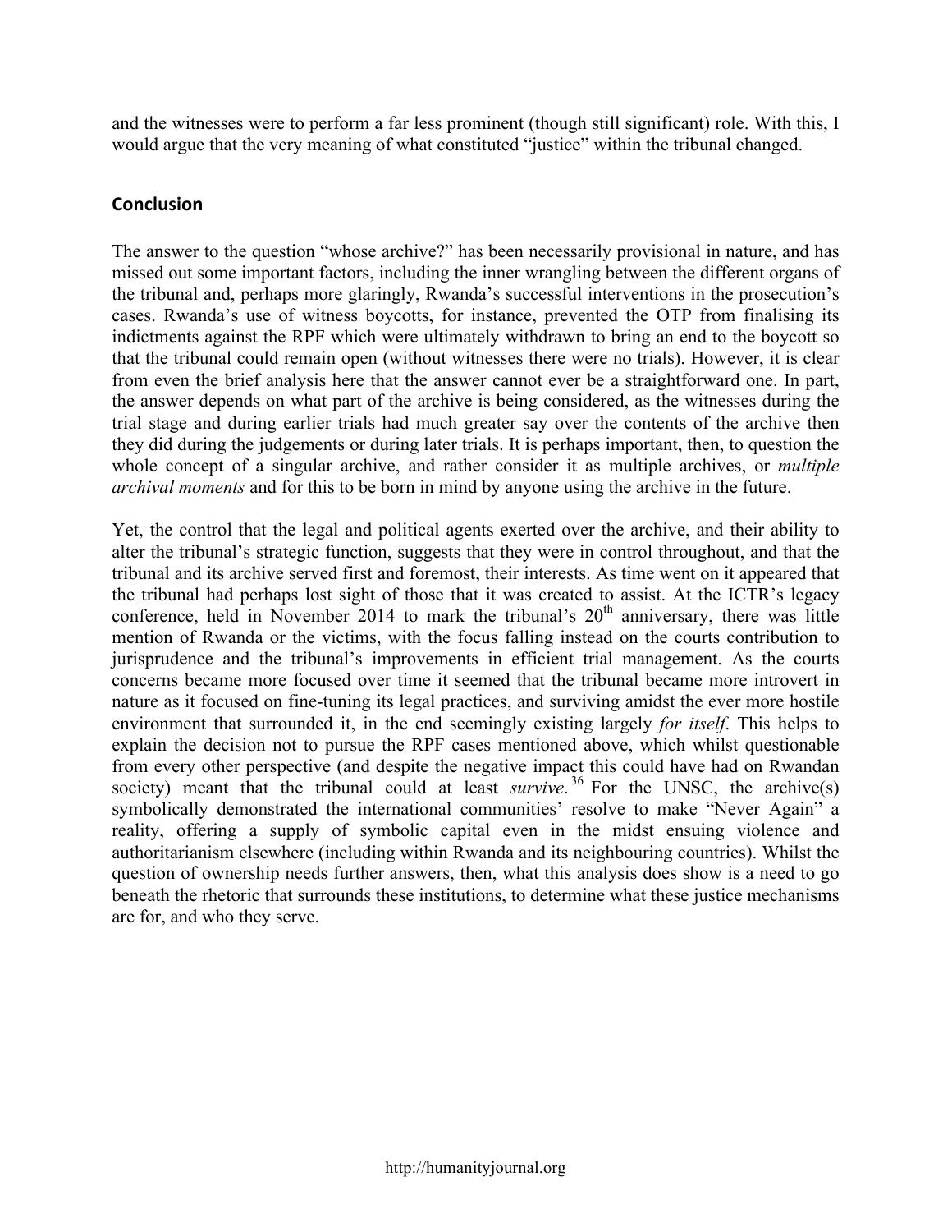and the witnesses were to perform a far less prominent (though still significant) role. With this, I would argue that the very meaning of what constituted "justice" within the tribunal changed.

## Conclusion

The answer to the question "whose archive?" has been necessarily provisional in nature, and has missed out some important factors, including the inner wrangling between the different organs of the tribunal and, perhaps more glaringly, Rwanda's successful interventions in the prosecution's cases. Rwanda's use of witness boycotts, for instance, prevented the OTP from finalising its indictments against the RPF which were ultimately withdrawn to bring an end to the boycott so that the tribunal could remain open (without witnesses there were no trials). However, it is clear from even the brief analysis here that the answer cannot ever be a straightforward one. In part, the answer depends on what part of the archive is being considered, as the witnesses during the trial stage and during earlier trials had much greater say over the contents of the archive then they did during the judgements or during later trials. It is perhaps important, then, to question the whole concept of a singular archive, and rather consider it as multiple archives, or *multiple archival moments* and for this to be born in mind by anyone using the archive in the future.

Yet, the control that the legal and political agents exerted over the archive, and their ability to alter the tribunal's strategic function, suggests that they were in control throughout, and that the tribunal and its archive served first and foremost, their interests. As time went on it appeared that the tribunal had perhaps lost sight of those that it was created to assist. At the ICTR's legacy conference, held in November 2014 to mark the tribunal's 20th anniversary, there was little mention of Rwanda or the victims, with the focus falling instead on the courts contribution to jurisprudence and the tribunal's improvements in efficient trial management. As the courts concerns became more focused over time it seemed that the tribunal became more introvert in nature as it focused on fine-tuning its legal practices, and surviving amidst the ever more hostile environment that surrounded it, in the end seemingly existing largely *for itself*. This helps to explain the decision not to pursue the RPF cases mentioned above, which whilst questionable from every other perspective (and despite the negative impact this could have had on Rwandan society) meant that the tribunal could at least *survive*.[36] For the UNSC, the archive(s) symbolically demonstrated the international communities' resolve to make "Never Again" a reality, offering a supply of symbolic capital even in the midst ensuing violence and authoritarianism elsewhere (including within Rwanda and its neighbouring countries). Whilst the question of ownership needs further answers, then, what this analysis does show is a need to go beneath the rhetoric that surrounds these institutions, to determine what these justice mechanisms are for, and who they serve.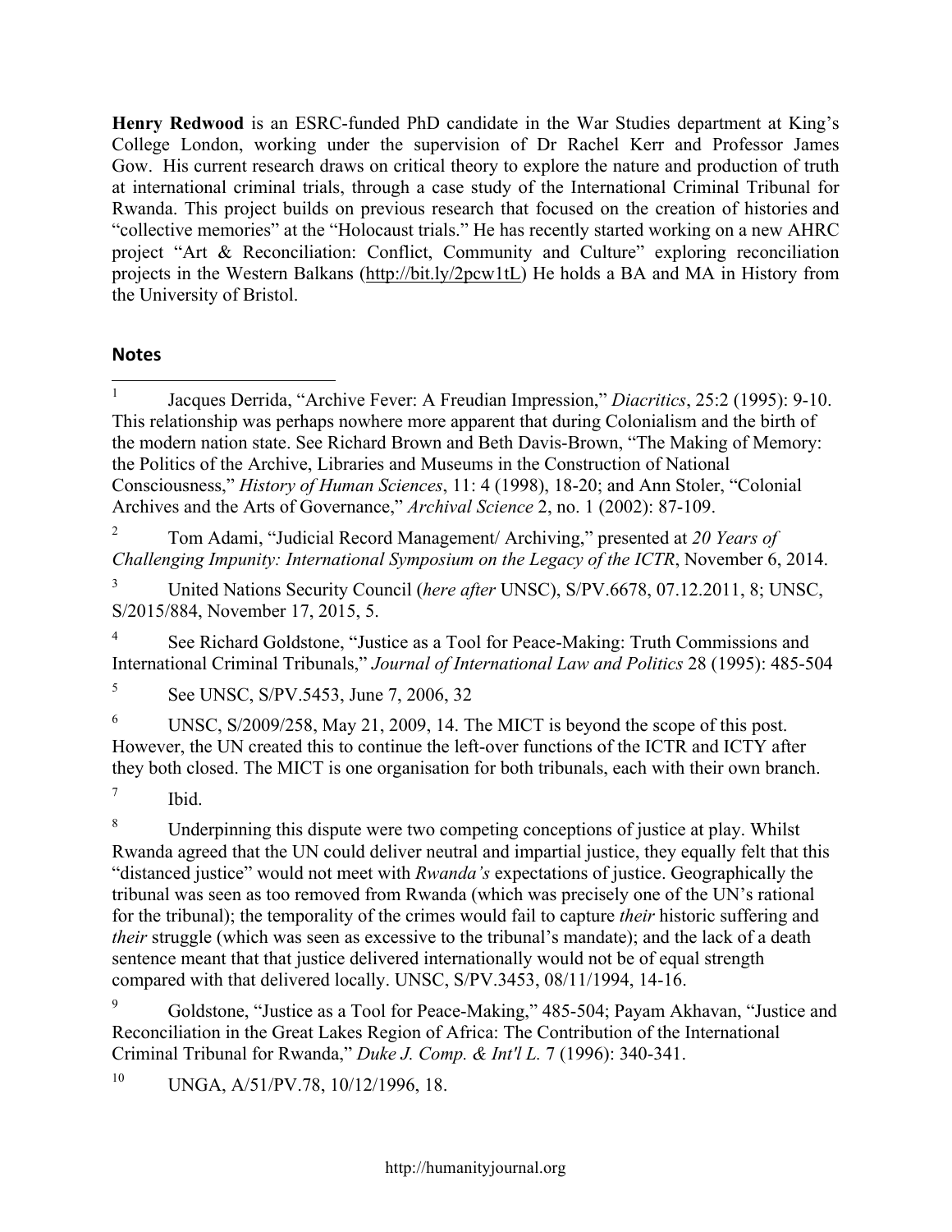**Henry Redwood** is an ESRC-funded PhD candidate in the War Studies department at King's College London, working under the supervision of Dr Rachel Kerr and Professor James Gow. His current research draws on critical theory to explore the nature and production of truth at international criminal trials, through a case study of the International Criminal Tribunal for Rwanda. This project builds on previous research that focused on the creation of histories and "collective memories" at the "Holocaust trials." He has recently started working on a new AHRC project "Art & Reconciliation: Conflict, Community and Culture" exploring reconciliation projects in the Western Balkans (http://bit.ly/2pcw1tL) He holds a BA and MA in History from the University of Bristol.

## Notes

[1] Jacques Derrida, "Archive Fever: A Freudian Impression," *Diacritics*, 25:2 (1995): 9-10. This relationship was perhaps nowhere more apparent that during Colonialism and the birth of the modern nation state. See Richard Brown and Beth Davis-Brown, "The Making of Memory: the Politics of the Archive, Libraries and Museums in the Construction of National Consciousness," *History of Human Sciences*, 11: 4 (1998), 18-20; and Ann Stoler, "Colonial Archives and the Arts of Governance," *Archival Science* 2, no. 1 (2002): 87-109.

[2] Tom Adami, "Judicial Record Management/ Archiving," presented at *20 Years of Challenging Impunity: International Symposium on the Legacy of the ICTR*, November 6, 2014.

[3] United Nations Security Council (*here after* UNSC), S/PV.6678, 07.12.2011, 8; UNSC, S/2015/884, November 17, 2015, 5.

[4] See Richard Goldstone, "Justice as a Tool for Peace-Making: Truth Commissions and International Criminal Tribunals," *Journal of International Law and Politics* 28 (1995): 485-504

[5] See UNSC, S/PV.5453, June 7, 2006, 32

[6] UNSC, S/2009/258, May 21, 2009, 14. The MICT is beyond the scope of this post. However, the UN created this to continue the left-over functions of the ICTR and ICTY after they both closed. The MICT is one organisation for both tribunals, each with their own branch.

[7] Ibid.

[8] Underpinning this dispute were two competing conceptions of justice at play. Whilst Rwanda agreed that the UN could deliver neutral and impartial justice, they equally felt that this "distanced justice" would not meet with *Rwanda's* expectations of justice. Geographically the tribunal was seen as too removed from Rwanda (which was precisely one of the UN's rational for the tribunal); the temporality of the crimes would fail to capture *their* historic suffering and *their* struggle (which was seen as excessive to the tribunal's mandate); and the lack of a death sentence meant that that justice delivered internationally would not be of equal strength compared with that delivered locally. UNSC, S/PV.3453, 08/11/1994, 14-16.

[9] Goldstone, "Justice as a Tool for Peace-Making," 485-504; Payam Akhavan, "Justice and Reconciliation in the Great Lakes Region of Africa: The Contribution of the International Criminal Tribunal for Rwanda," *Duke J. Comp. & Int'l L.* 7 (1996): 340-341.

[10] UNGA, A/51/PV.78, 10/12/1996, 18.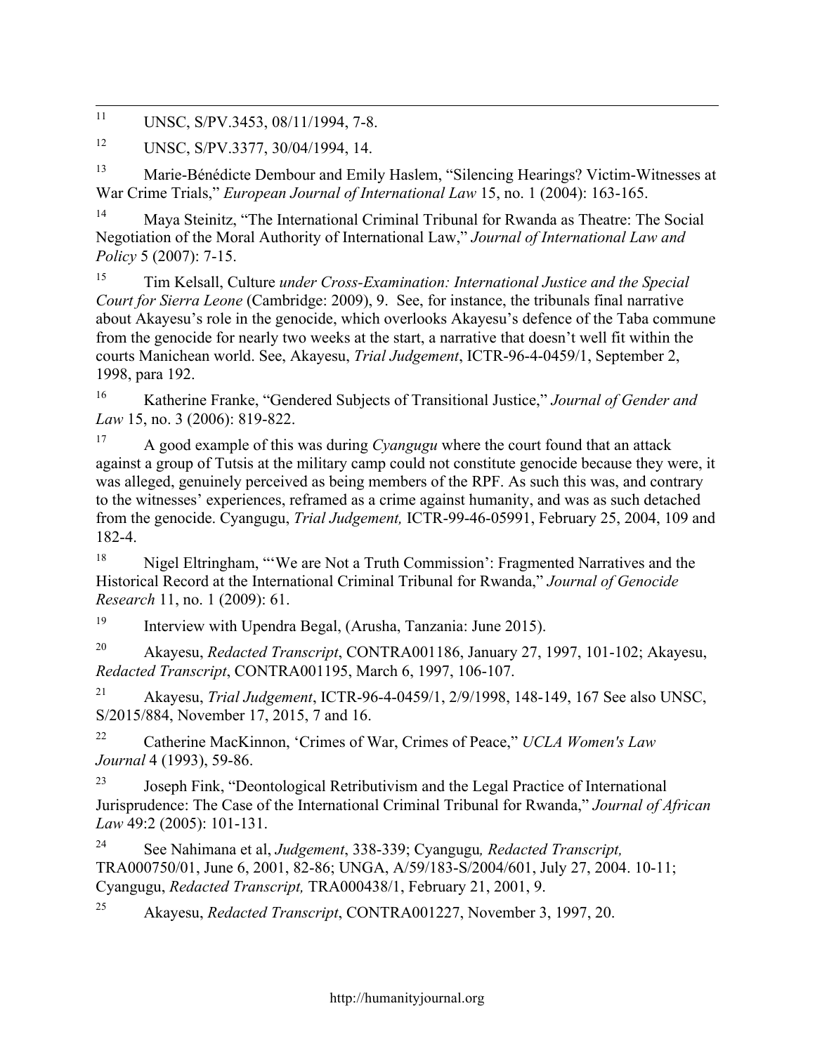[11] UNSC, S/PV.3453, 08/11/1994, 7-8.

[12] UNSC, S/PV.3377, 30/04/1994, 14.

[13] Marie-Bénédicte Dembour and Emily Haslem, "Silencing Hearings? Victim-Witnesses at War Crime Trials," *European Journal of International Law* 15, no. 1 (2004): 163-165.

[14] Maya Steinitz, "The International Criminal Tribunal for Rwanda as Theatre: The Social Negotiation of the Moral Authority of International Law," *Journal of International Law and Policy* 5 (2007): 7-15.

[15] Tim Kelsall, Culture *under Cross-Examination: International Justice and the Special Court for Sierra Leone* (Cambridge: 2009), 9. See, for instance, the tribunals final narrative about Akayesu's role in the genocide, which overlooks Akayesu's defence of the Taba commune from the genocide for nearly two weeks at the start, a narrative that doesn't well fit within the courts Manichean world. See, Akayesu, *Trial Judgement*, ICTR-96-4-0459/1, September 2, 1998, para 192.

[16] Katherine Franke, "Gendered Subjects of Transitional Justice," *Journal of Gender and Law* 15, no. 3 (2006): 819-822.

[17] A good example of this was during *Cyangugu* where the court found that an attack against a group of Tutsis at the military camp could not constitute genocide because they were, it was alleged, genuinely perceived as being members of the RPF. As such this was, and contrary to the witnesses' experiences, reframed as a crime against humanity, and was as such detached from the genocide. Cyangugu, *Trial Judgement,* ICTR-99-46-05991, February 25, 2004, 109 and 182-4.

[18] Nigel Eltringham, "'We are Not a Truth Commission': Fragmented Narratives and the Historical Record at the International Criminal Tribunal for Rwanda," *Journal of Genocide Research* 11, no. 1 (2009): 61.

[19] Interview with Upendra Begal, (Arusha, Tanzania: June 2015).

[20] Akayesu, *Redacted Transcript*, CONTRA001186, January 27, 1997, 101-102; Akayesu, *Redacted Transcript*, CONTRA001195, March 6, 1997, 106-107.

[21] Akayesu, *Trial Judgement*, ICTR-96-4-0459/1, 2/9/1998, 148-149, 167 See also UNSC, S/2015/884, November 17, 2015, 7 and 16.

[22] Catherine MacKinnon, 'Crimes of War, Crimes of Peace," *UCLA Women's Law Journal* 4 (1993), 59-86.

[23] Joseph Fink, "Deontological Retributivism and the Legal Practice of International Jurisprudence: The Case of the International Criminal Tribunal for Rwanda," *Journal of African Law* 49:2 (2005): 101-131.

[24] See Nahimana et al, *Judgement*, 338-339; Cyangugu*, Redacted Transcript,* TRA000750/01, June 6, 2001, 82-86; UNGA, A/59/183-S/2004/601, July 27, 2004. 10-11; Cyangugu, *Redacted Transcript,* TRA000438/1, February 21, 2001, 9.

[25] Akayesu, *Redacted Transcript*, CONTRA001227, November 3, 1997, 20.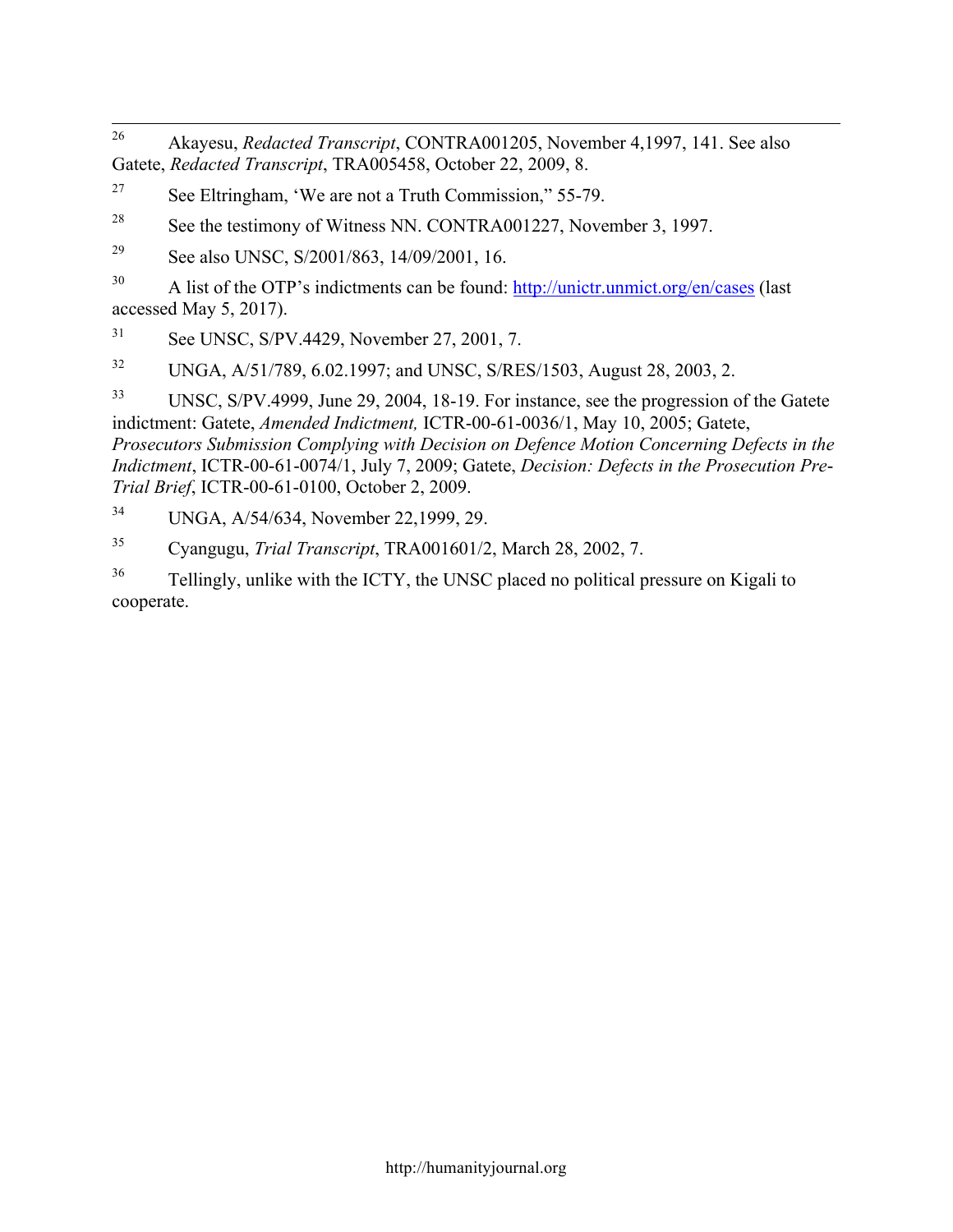[26] Akayesu, *Redacted Transcript*, CONTRA001205, November 4,1997, 141. See also Gatete, *Redacted Transcript*, TRA005458, October 22, 2009, 8.

[27] See Eltringham, 'We are not a Truth Commission," 55-79.

[28] See the testimony of Witness NN. CONTRA001227, November 3, 1997.

[29] See also UNSC, S/2001/863, 14/09/2001, 16.

[30] A list of the OTP's indictments can be found: http://unictr.unmict.org/en/cases (last accessed May 5, 2017).

[31] See UNSC, S/PV.4429, November 27, 2001, 7.

[32] UNGA, A/51/789, 6.02.1997; and UNSC, S/RES/1503, August 28, 2003, 2.

[33] UNSC, S/PV.4999, June 29, 2004, 18-19. For instance, see the progression of the Gatete indictment: Gatete, *Amended Indictment,* ICTR-00-61-0036/1, May 10, 2005; Gatete, *Prosecutors Submission Complying with Decision on Defence Motion Concerning Defects in the Indictment*, ICTR-00-61-0074/1, July 7, 2009; Gatete, *Decision: Defects in the Prosecution Pre-Trial Brief*, ICTR-00-61-0100, October 2, 2009.

[34] UNGA, A/54/634, November 22,1999, 29.

[35] Cyangugu, *Trial Transcript*, TRA001601/2, March 28, 2002, 7.

[36] Tellingly, unlike with the ICTY, the UNSC placed no political pressure on Kigali to cooperate.